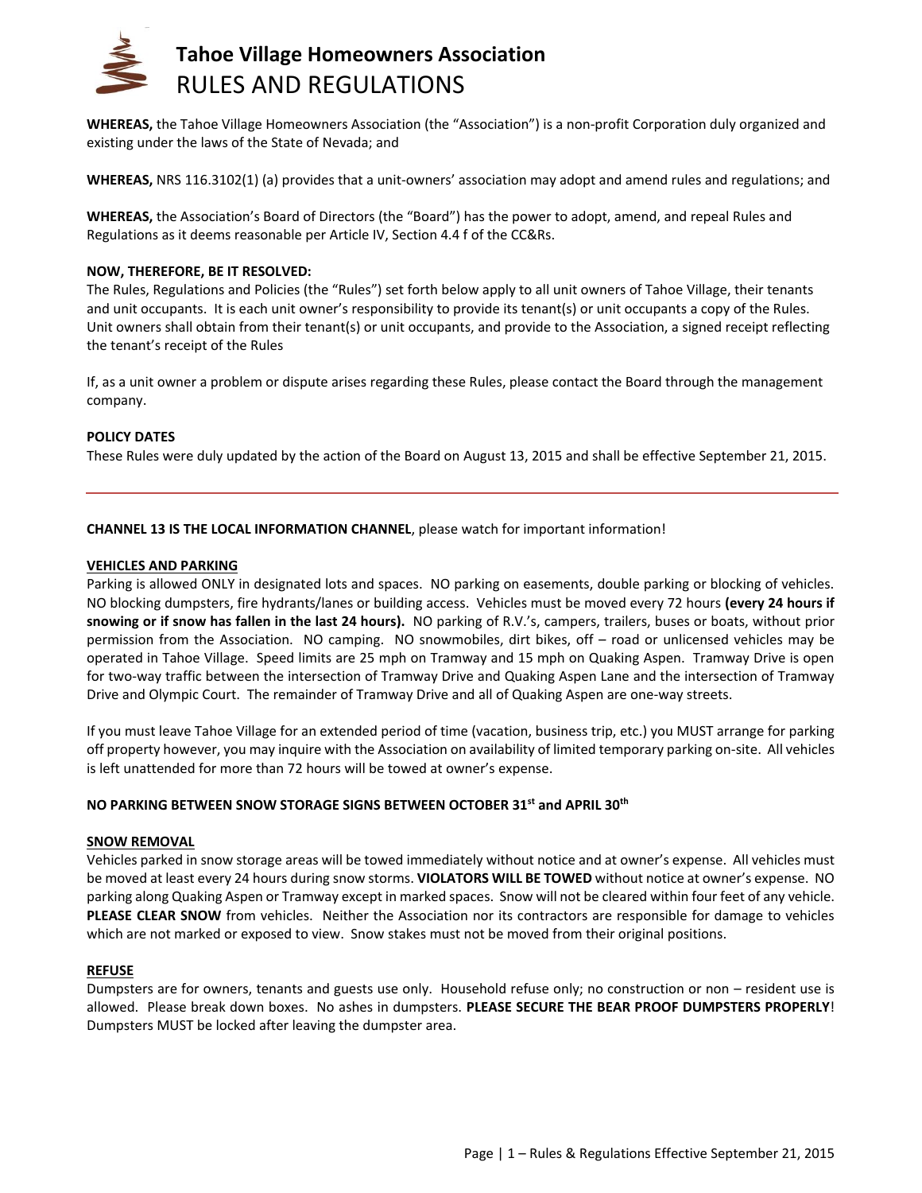# Tahoe Village Homeowners Association
## RULES AND REGULATIONS

**WHEREAS,** the Tahoe Village Homeowners Association (the "Association") is a non-profit Corporation duly organized and existing under the laws of the State of Nevada; and

**WHEREAS,** NRS 116.3102(1) (a) provides that a unit-owners' association may adopt and amend rules and regulations; and

**WHEREAS,** the Association's Board of Directors (the "Board") has the power to adopt, amend, and repeal Rules and Regulations as it deems reasonable per Article IV, Section 4.4 f of the CC&Rs.

**NOW, THEREFORE, BE IT RESOLVED:**
The Rules, Regulations and Policies (the "Rules") set forth below apply to all unit owners of Tahoe Village, their tenants and unit occupants. It is each unit owner's responsibility to provide its tenant(s) or unit occupants a copy of the Rules. Unit owners shall obtain from their tenant(s) or unit occupants, and provide to the Association, a signed receipt reflecting the tenant's receipt of the Rules

If, as a unit owner a problem or dispute arises regarding these Rules, please contact the Board through the management company.

**POLICY DATES**
These Rules were duly updated by the action of the Board on August 13, 2015 and shall be effective September 21, 2015.

---

**CHANNEL 13 IS THE LOCAL INFORMATION CHANNEL**, please watch for important information!

**VEHICLES AND PARKING**
Parking is allowed ONLY in designated lots and spaces. NO parking on easements, double parking or blocking of vehicles. NO blocking dumpsters, fire hydrants/lanes or building access. Vehicles must be moved every 72 hours **(every 24 hours if snowing or if snow has fallen in the last 24 hours).** NO parking of R.V.'s, campers, trailers, buses or boats, without prior permission from the Association. NO camping. NO snowmobiles, dirt bikes, off – road or unlicensed vehicles may be operated in Tahoe Village. Speed limits are 25 mph on Tramway and 15 mph on Quaking Aspen. Tramway Drive is open for two-way traffic between the intersection of Tramway Drive and Quaking Aspen Lane and the intersection of Tramway Drive and Olympic Court. The remainder of Tramway Drive and all of Quaking Aspen are one-way streets.

If you must leave Tahoe Village for an extended period of time (vacation, business trip, etc.) you MUST arrange for parking off property however, you may inquire with the Association on availability of limited temporary parking on-site. All vehicles is left unattended for more than 72 hours will be towed at owner's expense.

**NO PARKING BETWEEN SNOW STORAGE SIGNS BETWEEN OCTOBER 31st and APRIL 30th**

**SNOW REMOVAL**
Vehicles parked in snow storage areas will be towed immediately without notice and at owner's expense. All vehicles must be moved at least every 24 hours during snow storms. **VIOLATORS WILL BE TOWED** without notice at owner's expense. NO parking along Quaking Aspen or Tramway except in marked spaces. Snow will not be cleared within four feet of any vehicle. **PLEASE CLEAR SNOW** from vehicles. Neither the Association nor its contractors are responsible for damage to vehicles which are not marked or exposed to view. Snow stakes must not be moved from their original positions.

**REFUSE**
Dumpsters are for owners, tenants and guests use only. Household refuse only; no construction or non – resident use is allowed. Please break down boxes. No ashes in dumpsters. **PLEASE SECURE THE BEAR PROOF DUMPSTERS PROPERLY**! Dumpsters MUST be locked after leaving the dumpster area.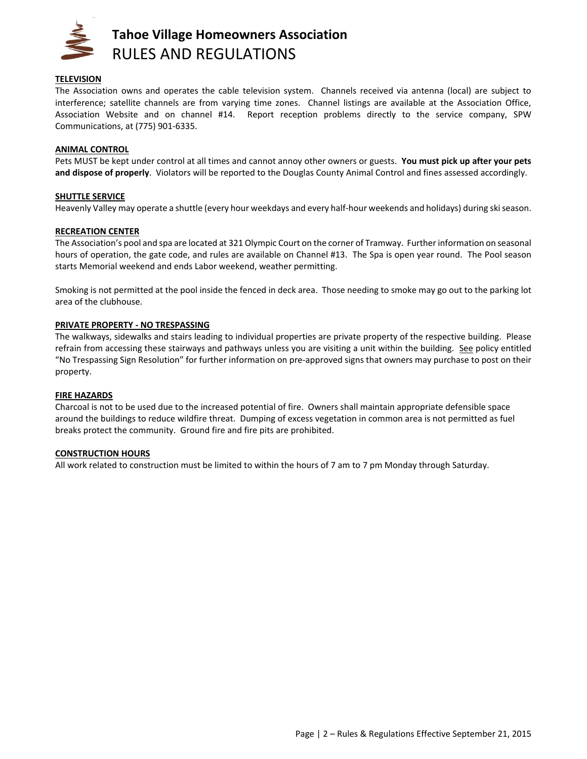# Tahoe Village Homeowners Association
## RULES AND REGULATIONS

**TELEVISION**

The Association owns and operates the cable television system. Channels received via antenna (local) are subject to interference; satellite channels are from varying time zones. Channel listings are available at the Association Office, Association Website and on channel #14. Report reception problems directly to the service company, SPW Communications, at (775) 901-6335.

**ANIMAL CONTROL**

Pets MUST be kept under control at all times and cannot annoy other owners or guests. **You must pick up after your pets and dispose of properly**. Violators will be reported to the Douglas County Animal Control and fines assessed accordingly.

**SHUTTLE SERVICE**

Heavenly Valley may operate a shuttle (every hour weekdays and every half-hour weekends and holidays) during ski season.

**RECREATION CENTER**

The Association's pool and spa are located at 321 Olympic Court on the corner of Tramway. Further information on seasonal hours of operation, the gate code, and rules are available on Channel #13. The Spa is open year round. The Pool season starts Memorial weekend and ends Labor weekend, weather permitting.

Smoking is not permitted at the pool inside the fenced in deck area. Those needing to smoke may go out to the parking lot area of the clubhouse.

**PRIVATE PROPERTY - NO TRESPASSING**

The walkways, sidewalks and stairs leading to individual properties are private property of the respective building. Please refrain from accessing these stairways and pathways unless you are visiting a unit within the building. See policy entitled "No Trespassing Sign Resolution" for further information on pre-approved signs that owners may purchase to post on their property.

**FIRE HAZARDS**

Charcoal is not to be used due to the increased potential of fire. Owners shall maintain appropriate defensible space around the buildings to reduce wildfire threat. Dumping of excess vegetation in common area is not permitted as fuel breaks protect the community. Ground fire and fire pits are prohibited.

**CONSTRUCTION HOURS**

All work related to construction must be limited to within the hours of 7 am to 7 pm Monday through Saturday.